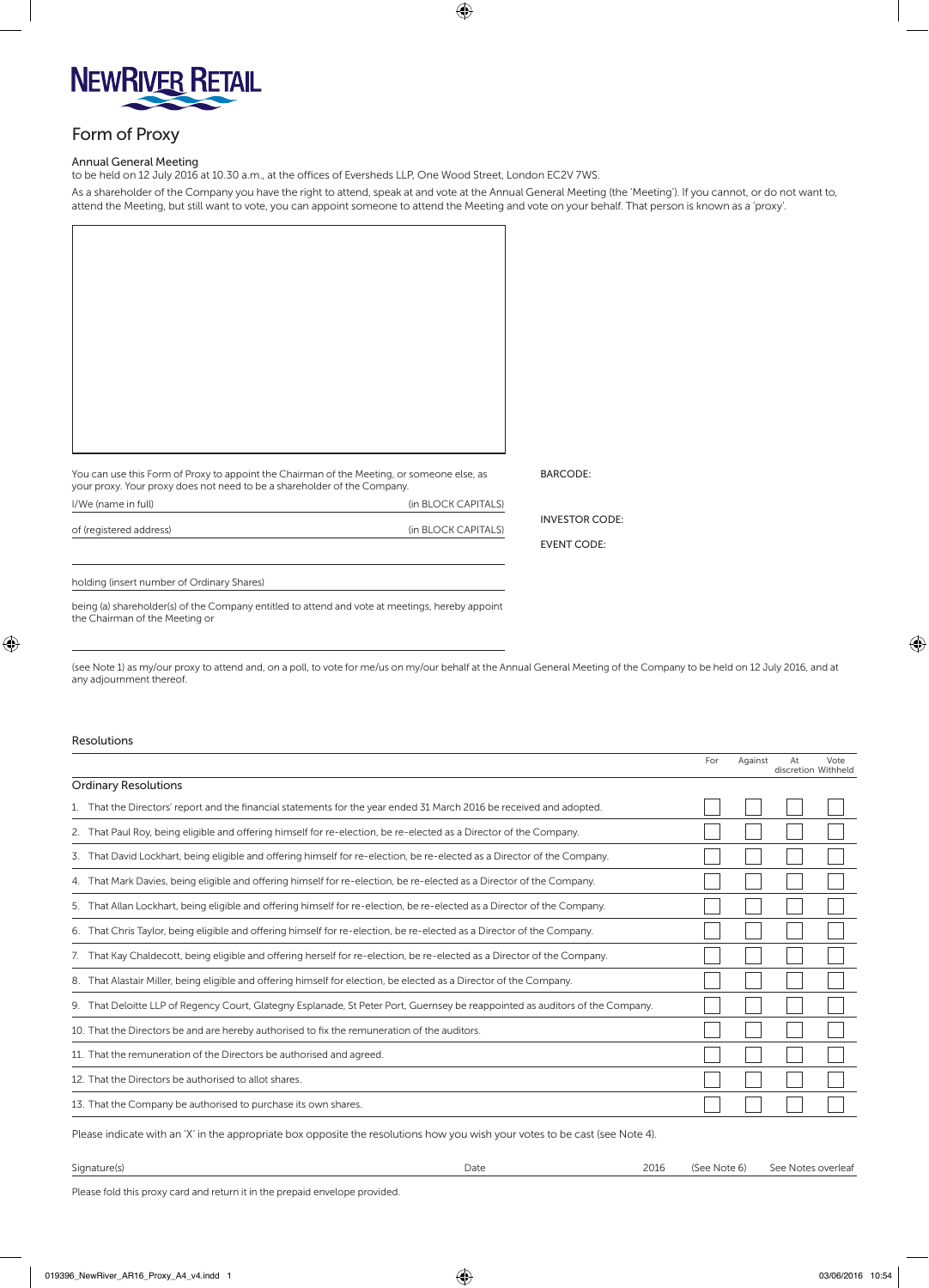# NEWRIVER RETAIL

## Form of Proxy

### Annual General Meeting

to be held on 12 July 2016 at 10.30 a.m., at the offices of Eversheds LLP, One Wood Street, London EC2V 7WS.

As a shareholder of the Company you have the right to attend, speak at and vote at the Annual General Meeting (the 'Meeting'). If you cannot, or do not want to, attend the Meeting, but still want to vote, you can appoint someone to attend the Meeting and vote on your behalf. That person is known as a 'proxy'.

You can use this Form of Proxy to appoint the Chairman of the Meeting, or someone else, as your proxy. Your proxy does not need to be a shareholder of the Company.

I/We (name in full) (in BLOCK CAPITALS)

of (registered address) (in BLOCK CAPITALS)

holding (insert number of Ordinary Shares)

being (a) shareholder(s) of the Company entitled to attend and vote at meetings, hereby appoint the Chairman of the Meeting or

BARCODE:

INVESTOR CODE:

EVENT CODE:

(see Note 1) as my/our proxy to attend and, on a poll, to vote for me/us on my/our behalf at the Annual General Meeting of the Company to be held on 12 July 2016, and at any adjournment thereof.

### Resolutions

| | For | Against | At discretion | Vote Withheld |
|---|---|---|---|---|
| **Ordinary Resolutions** | | | | |
| 1. That the Directors' report and the financial statements for the year ended 31 March 2016 be received and adopted. | ☐ | ☐ | ☐ | ☐ |
| 2. That Paul Roy, being eligible and offering himself for re-election, be re-elected as a Director of the Company. | ☐ | ☐ | ☐ | ☐ |
| 3. That David Lockhart, being eligible and offering himself for re-election, be re-elected as a Director of the Company. | ☐ | ☐ | ☐ | ☐ |
| 4. That Mark Davies, being eligible and offering himself for re-election, be re-elected as a Director of the Company. | ☐ | ☐ | ☐ | ☐ |
| 5. That Allan Lockhart, being eligible and offering himself for re-election, be re-elected as a Director of the Company. | ☐ | ☐ | ☐ | ☐ |
| 6. That Chris Taylor, being eligible and offering himself for re-election, be re-elected as a Director of the Company. | ☐ | ☐ | ☐ | ☐ |
| 7. That Kay Chaldecott, being eligible and offering herself for re-election, be re-elected as a Director of the Company. | ☐ | ☐ | ☐ | ☐ |
| 8. That Alastair Miller, being eligible and offering himself for election, be elected as a Director of the Company. | ☐ | ☐ | ☐ | ☐ |
| 9. That Deloitte LLP of Regency Court, Glategny Esplanade, St Peter Port, Guernsey be reappointed as auditors of the Company. | ☐ | ☐ | ☐ | ☐ |
| 10. That the Directors be and are hereby authorised to fix the remuneration of the auditors. | ☐ | ☐ | ☐ | ☐ |
| 11. That the remuneration of the Directors be authorised and agreed. | ☐ | ☐ | ☐ | ☐ |
| 12. That the Directors be authorised to allot shares. | ☐ | ☐ | ☐ | ☐ |
| 13. That the Company be authorised to purchase its own shares. | ☐ | ☐ | ☐ | ☐ |

Please indicate with an 'X' in the appropriate box opposite the resolutions how you wish your votes to be cast (see Note 4).

Signature(s) Date 2016 (See Note 6) See Notes overleaf

Please fold this proxy card and return it in the prepaid envelope provided.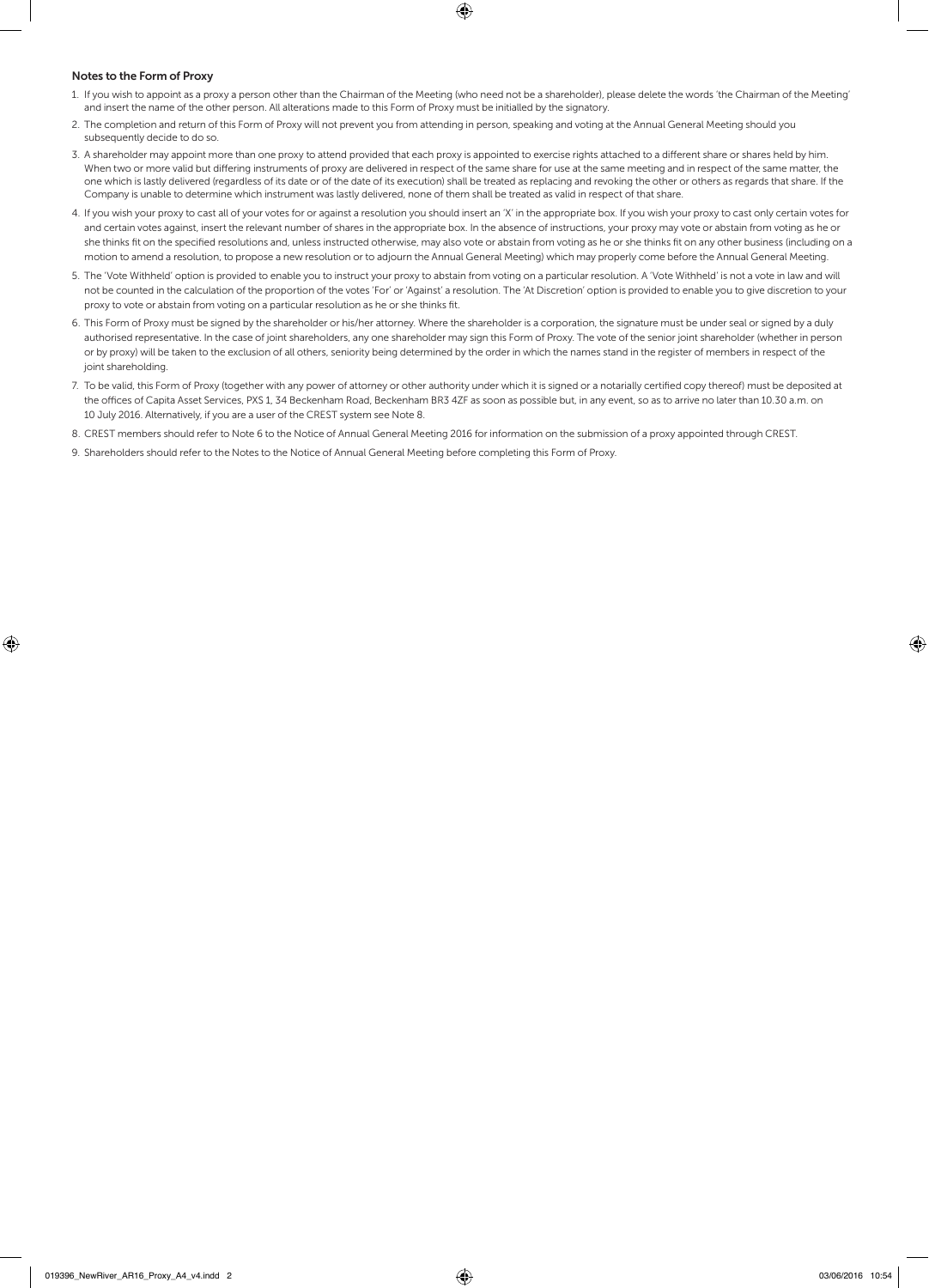### Notes to the Form of Proxy

1. If you wish to appoint as a proxy a person other than the Chairman of the Meeting (who need not be a shareholder), please delete the words 'the Chairman of the Meeting' and insert the name of the other person. All alterations made to this Form of Proxy must be initialled by the signatory.
2. The completion and return of this Form of Proxy will not prevent you from attending in person, speaking and voting at the Annual General Meeting should you subsequently decide to do so.
3. A shareholder may appoint more than one proxy to attend provided that each proxy is appointed to exercise rights attached to a different share or shares held by him. When two or more valid but differing instruments of proxy are delivered in respect of the same share for use at the same meeting and in respect of the same matter, the one which is lastly delivered (regardless of its date or of the date of its execution) shall be treated as replacing and revoking the other or others as regards that share. If the Company is unable to determine which instrument was lastly delivered, none of them shall be treated as valid in respect of that share.
4. If you wish your proxy to cast all of your votes for or against a resolution you should insert an 'X' in the appropriate box. If you wish your proxy to cast only certain votes for and certain votes against, insert the relevant number of shares in the appropriate box. In the absence of instructions, your proxy may vote or abstain from voting as he or she thinks fit on the specified resolutions and, unless instructed otherwise, may also vote or abstain from voting as he or she thinks fit on any other business (including on a motion to amend a resolution, to propose a new resolution or to adjourn the Annual General Meeting) which may properly come before the Annual General Meeting.
5. The 'Vote Withheld' option is provided to enable you to instruct your proxy to abstain from voting on a particular resolution. A 'Vote Withheld' is not a vote in law and will not be counted in the calculation of the proportion of the votes 'For' or 'Against' a resolution. The 'At Discretion' option is provided to enable you to give discretion to your proxy to vote or abstain from voting on a particular resolution as he or she thinks fit.
6. This Form of Proxy must be signed by the shareholder or his/her attorney. Where the shareholder is a corporation, the signature must be under seal or signed by a duly authorised representative. In the case of joint shareholders, any one shareholder may sign this Form of Proxy. The vote of the senior joint shareholder (whether in person or by proxy) will be taken to the exclusion of all others, seniority being determined by the order in which the names stand in the register of members in respect of the joint shareholding.
7. To be valid, this Form of Proxy (together with any power of attorney or other authority under which it is signed or a notarially certified copy thereof) must be deposited at the offices of Capita Asset Services, PXS 1, 34 Beckenham Road, Beckenham BR3 4ZF as soon as possible but, in any event, so as to arrive no later than 10.30 a.m. on 10 July 2016. Alternatively, if you are a user of the CREST system see Note 8.
8. CREST members should refer to Note 6 to the Notice of Annual General Meeting 2016 for information on the submission of a proxy appointed through CREST.
9. Shareholders should refer to the Notes to the Notice of Annual General Meeting before completing this Form of Proxy.